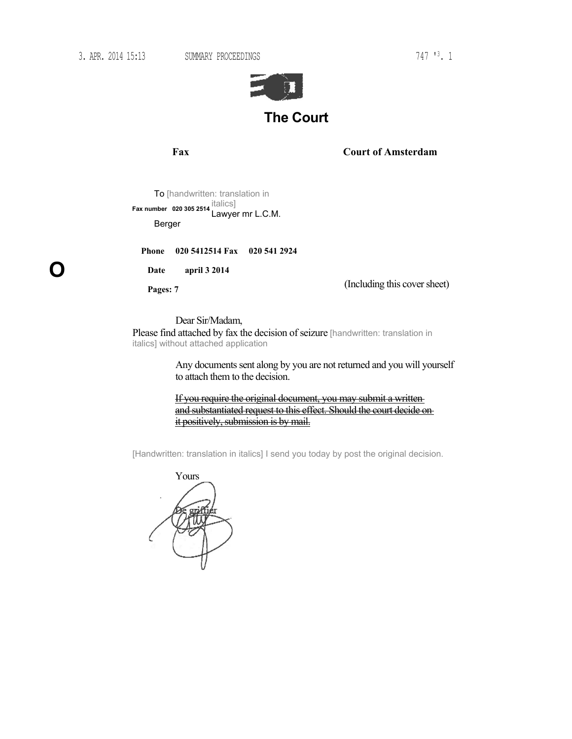3. APR. 2014 15:13 SUMMARY PROCEEDINGS 747 '3. 1

# The Court

**Fax** **Court of Amsterdam**

To [handwritten: translation in italics]
**Fax number 020 305 2514** Lawyer mr L.C.M. Berger

**Phone 020 5412514 Fax 020 541 2924**

**Date april 3 2014**

**Pages: 7** (Including this cover sheet)

O

Dear Sir/Madam,

Please find attached by fax the decision of seizure [handwritten: translation in italics] without attached application

Any documents sent along by you are not returned and you will yourself to attach them to the decision.

~~If you require the original document, you may submit a written and substantiated request to this effect. Should the court decide on it positively, submission is by mail.~~

[Handwritten: translation in italics] I send you today by post the original decision.

Yours

De griffier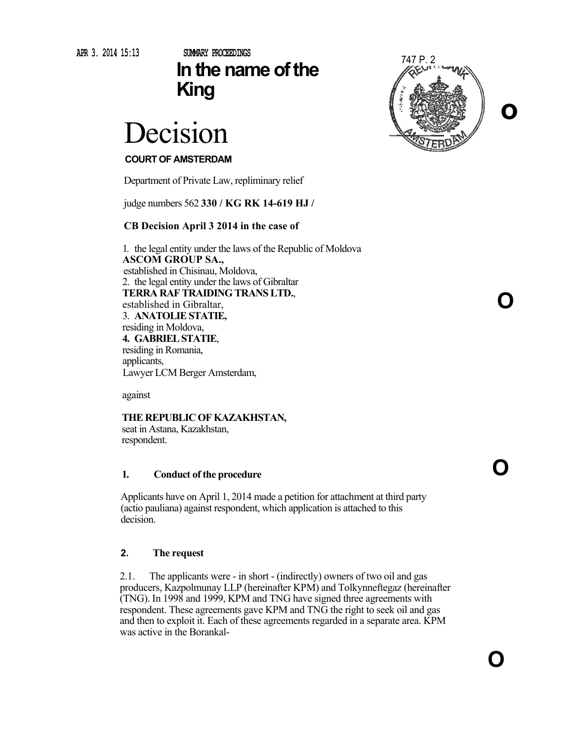# In the name of the King

# Decision

**COURT OF AMSTERDAM**

Department of Private Law, repliminary relief

judge numbers 562 **330 / KG RK 14-619 HJ /**

**CB Decision April 3 2014 in the case of**

1. the legal entity under the laws of the Republic of Moldova
**ASCOM GROUP SA.,**
established in Chisinau, Moldova,
2. the legal entity under the laws of Gibraltar
**TERRA RAF TRAIDING TRANS LTD.**,
established in Gibraltar,
3. **ANATOLIE STATIE,**
residing in Moldova,
4. **GABRIEL STATIE**,
residing in Romania,
applicants,
Lawyer LCM Berger Amsterdam,

against

**THE REPUBLIC OF KAZAKHSTAN,**
seat in Astana, Kazakhstan,
respondent.

## 1. Conduct of the procedure

Applicants have on April 1, 2014 made a petition for attachment at third party (actio pauliana) against respondent, which application is attached to this decision.

## 2. The request

2.1. The applicants were - in short - (indirectly) owners of two oil and gas producers, Kazpolmunay LLP (hereinafter KPM) and Tolkynneftegaz (hereinafter (TNG). In 1998 and 1999, KPM and TNG have signed three agreements with respondent. These agreements gave KPM and TNG the right to seek oil and gas and then to exploit it. Each of these agreements regarded in a separate area. KPM was active in the Borankal-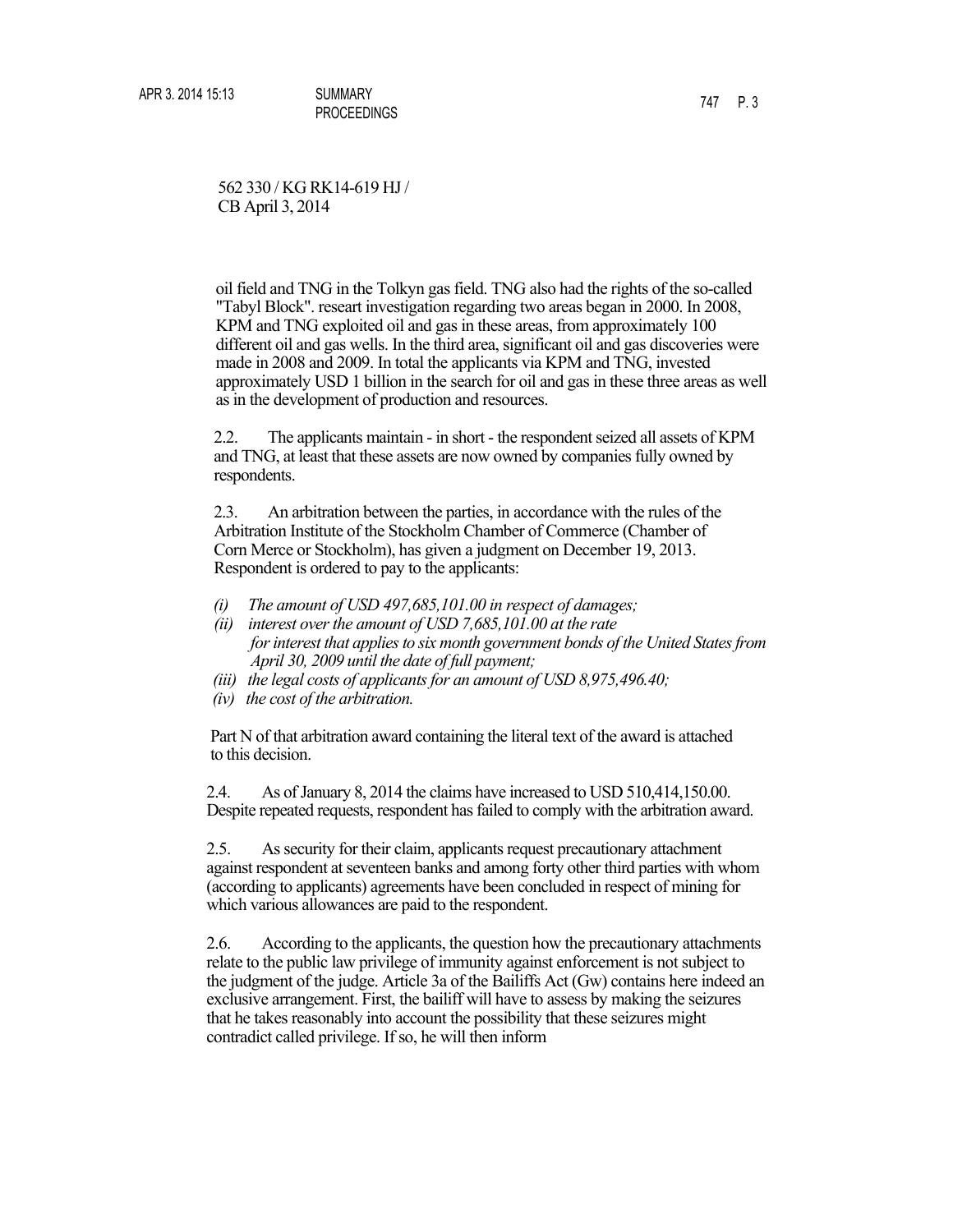562 330 / KG RK14-619 HJ / CB April 3, 2014

oil field and TNG in the Tolkyn gas field. TNG also had the rights of the so-called "Tabyl Block". researt investigation regarding two areas began in 2000. In 2008, KPM and TNG exploited oil and gas in these areas, from approximately 100 different oil and gas wells. In the third area, significant oil and gas discoveries were made in 2008 and 2009. In total the applicants via KPM and TNG, invested approximately USD 1 billion in the search for oil and gas in these three areas as well as in the development of production and resources.

2.2. The applicants maintain - in short - the respondent seized all assets of KPM and TNG, at least that these assets are now owned by companies fully owned by respondents.

2.3. An arbitration between the parties, in accordance with the rules of the Arbitration Institute of the Stockholm Chamber of Commerce (Chamber of Corn Merce or Stockholm), has given a judgment on December 19, 2013. Respondent is ordered to pay to the applicants:

*(i) The amount of USD 497,685,101.00 in respect of damages;*
*(ii) interest over the amount of USD 7,685,101.00 at the rate for interest that applies to six month government bonds of the United States from April 30, 2009 until the date of full payment;*
*(iii) the legal costs of applicants for an amount of USD 8,975,496.40;*
*(iv) the cost of the arbitration.*

Part N of that arbitration award containing the literal text of the award is attached to this decision.

2.4. As of January 8, 2014 the claims have increased to USD 510,414,150.00. Despite repeated requests, respondent has failed to comply with the arbitration award.

2.5. As security for their claim, applicants request precautionary attachment against respondent at seventeen banks and among forty other third parties with whom (according to applicants) agreements have been concluded in respect of mining for which various allowances are paid to the respondent.

2.6. According to the applicants, the question how the precautionary attachments relate to the public law privilege of immunity against enforcement is not subject to the judgment of the judge. Article 3a of the Bailiffs Act (Gw) contains here indeed an exclusive arrangement. First, the bailiff will have to assess by making the seizures that he takes reasonably into account the possibility that these seizures might contradict called privilege. If so, he will then inform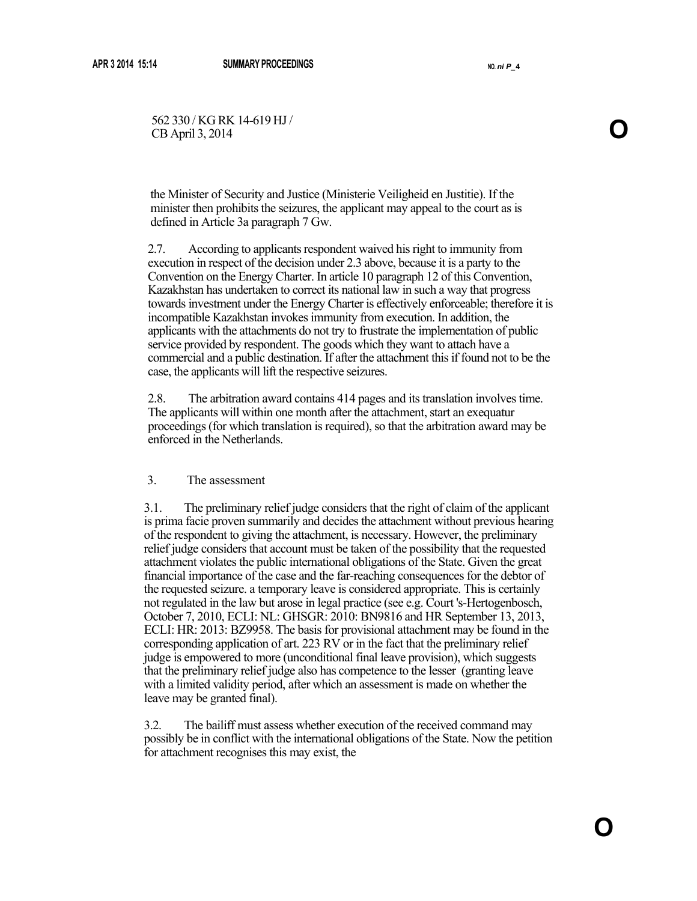562 330 / KG RK 14-619 HJ /
CB April 3, 2014

the Minister of Security and Justice (Ministerie Veiligheid en Justitie). If the minister then prohibits the seizures, the applicant may appeal to the court as is defined in Article 3a paragraph 7 Gw.

2.7. According to applicants respondent waived his right to immunity from execution in respect of the decision under 2.3 above, because it is a party to the Convention on the Energy Charter. In article 10 paragraph 12 of this Convention, Kazakhstan has undertaken to correct its national law in such a way that progress towards investment under the Energy Charter is effectively enforceable; therefore it is incompatible Kazakhstan invokes immunity from execution. In addition, the applicants with the attachments do not try to frustrate the implementation of public service provided by respondent. The goods which they want to attach have a commercial and a public destination. If after the attachment this if found not to be the case, the applicants will lift the respective seizures.

2.8. The arbitration award contains 414 pages and its translation involves time. The applicants will within one month after the attachment, start an exequatur proceedings (for which translation is required), so that the arbitration award may be enforced in the Netherlands.

## 3. The assessment

3.1. The preliminary relief judge considers that the right of claim of the applicant is prima facie proven summarily and decides the attachment without previous hearing of the respondent to giving the attachment, is necessary. However, the preliminary relief judge considers that account must be taken of the possibility that the requested attachment violates the public international obligations of the State. Given the great financial importance of the case and the far-reaching consequences for the debtor of the requested seizure. a temporary leave is considered appropriate. This is certainly not regulated in the law but arose in legal practice (see e.g. Court 's-Hertogenbosch, October 7, 2010, ECLI: NL: GHSGR: 2010: BN9816 and HR September 13, 2013, ECLI: HR: 2013: BZ9958. The basis for provisional attachment may be found in the corresponding application of art. 223 RV or in the fact that the preliminary relief judge is empowered to more (unconditional final leave provision), which suggests that the preliminary relief judge also has competence to the lesser (granting leave with a limited validity period, after which an assessment is made on whether the leave may be granted final).

3.2. The bailiff must assess whether execution of the received command may possibly be in conflict with the international obligations of the State. Now the petition for attachment recognises this may exist, the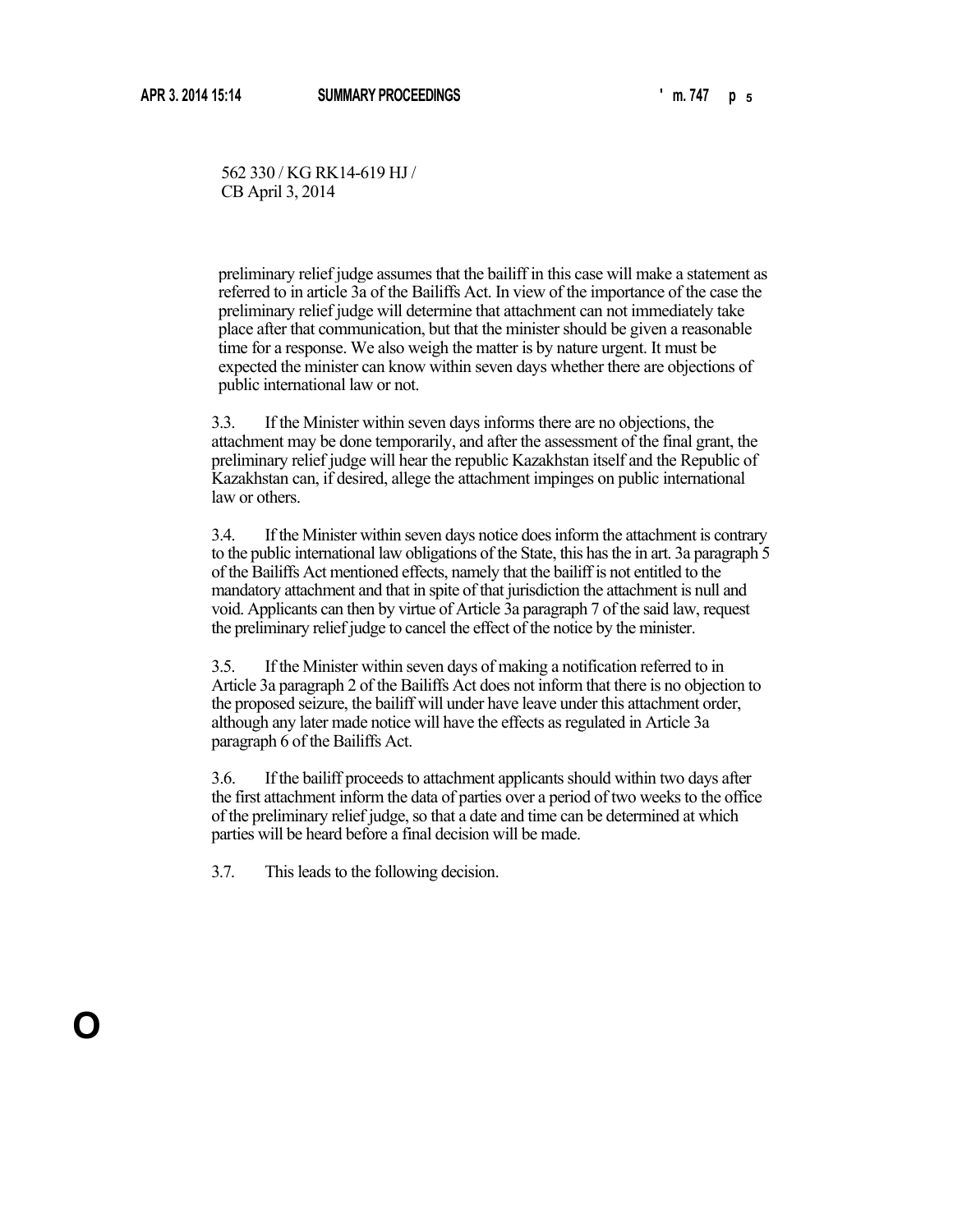562 330 / KG RK14-619 HJ /
CB April 3, 2014

preliminary relief judge assumes that the bailiff in this case will make a statement as referred to in article 3a of the Bailiffs Act. In view of the importance of the case the preliminary relief judge will determine that attachment can not immediately take place after that communication, but that the minister should be given a reasonable time for a response. We also weigh the matter is by nature urgent. It must be expected the minister can know within seven days whether there are objections of public international law or not.

3.3. If the Minister within seven days informs there are no objections, the attachment may be done temporarily, and after the assessment of the final grant, the preliminary relief judge will hear the republic Kazakhstan itself and the Republic of Kazakhstan can, if desired, allege the attachment impinges on public international law or others.

3.4. If the Minister within seven days notice does inform the attachment is contrary to the public international law obligations of the State, this has the in art. 3a paragraph 5 of the Bailiffs Act mentioned effects, namely that the bailiff is not entitled to the mandatory attachment and that in spite of that jurisdiction the attachment is null and void. Applicants can then by virtue of Article 3a paragraph 7 of the said law, request the preliminary relief judge to cancel the effect of the notice by the minister.

3.5. If the Minister within seven days of making a notification referred to in Article 3a paragraph 2 of the Bailiffs Act does not inform that there is no objection to the proposed seizure, the bailiff will under have leave under this attachment order, although any later made notice will have the effects as regulated in Article 3a paragraph 6 of the Bailiffs Act.

3.6. If the bailiff proceeds to attachment applicants should within two days after the first attachment inform the data of parties over a period of two weeks to the office of the preliminary relief judge, so that a date and time can be determined at which parties will be heard before a final decision will be made.

3.7. This leads to the following decision.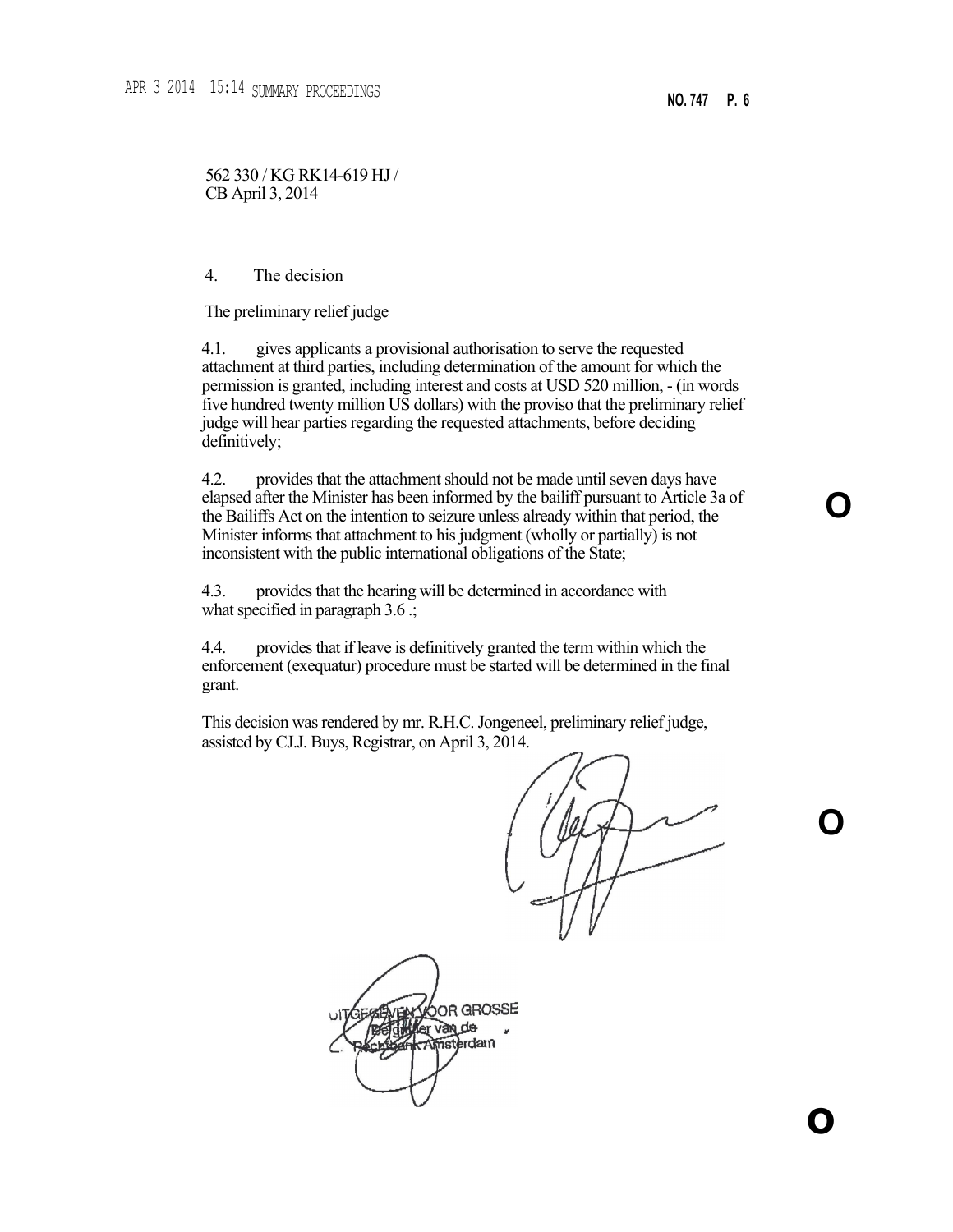562 330 / KG RK14-619 HJ /
CB April 3, 2014

## 4. The decision

The preliminary relief judge

4.1. gives applicants a provisional authorisation to serve the requested attachment at third parties, including determination of the amount for which the permission is granted, including interest and costs at USD 520 million, - (in words five hundred twenty million US dollars) with the proviso that the preliminary relief judge will hear parties regarding the requested attachments, before deciding definitively;

4.2. provides that the attachment should not be made until seven days have elapsed after the Minister has been informed by the bailiff pursuant to Article 3a of the Bailiffs Act on the intention to seizure unless already within that period, the Minister informs that attachment to his judgment (wholly or partially) is not inconsistent with the public international obligations of the State;

4.3. provides that the hearing will be determined in accordance with what specified in paragraph 3.6 .;

4.4. provides that if leave is definitively granted the term within which the enforcement (exequatur) procedure must be started will be determined in the final grant.

This decision was rendered by mr. R.H.C. Jongeneel, preliminary relief judge, assisted by CJ.J. Buys, Registrar, on April 3, 2014.

UITGEGEVEN VOOR GROSSE
De griffier van de
Rechtbank Amsterdam